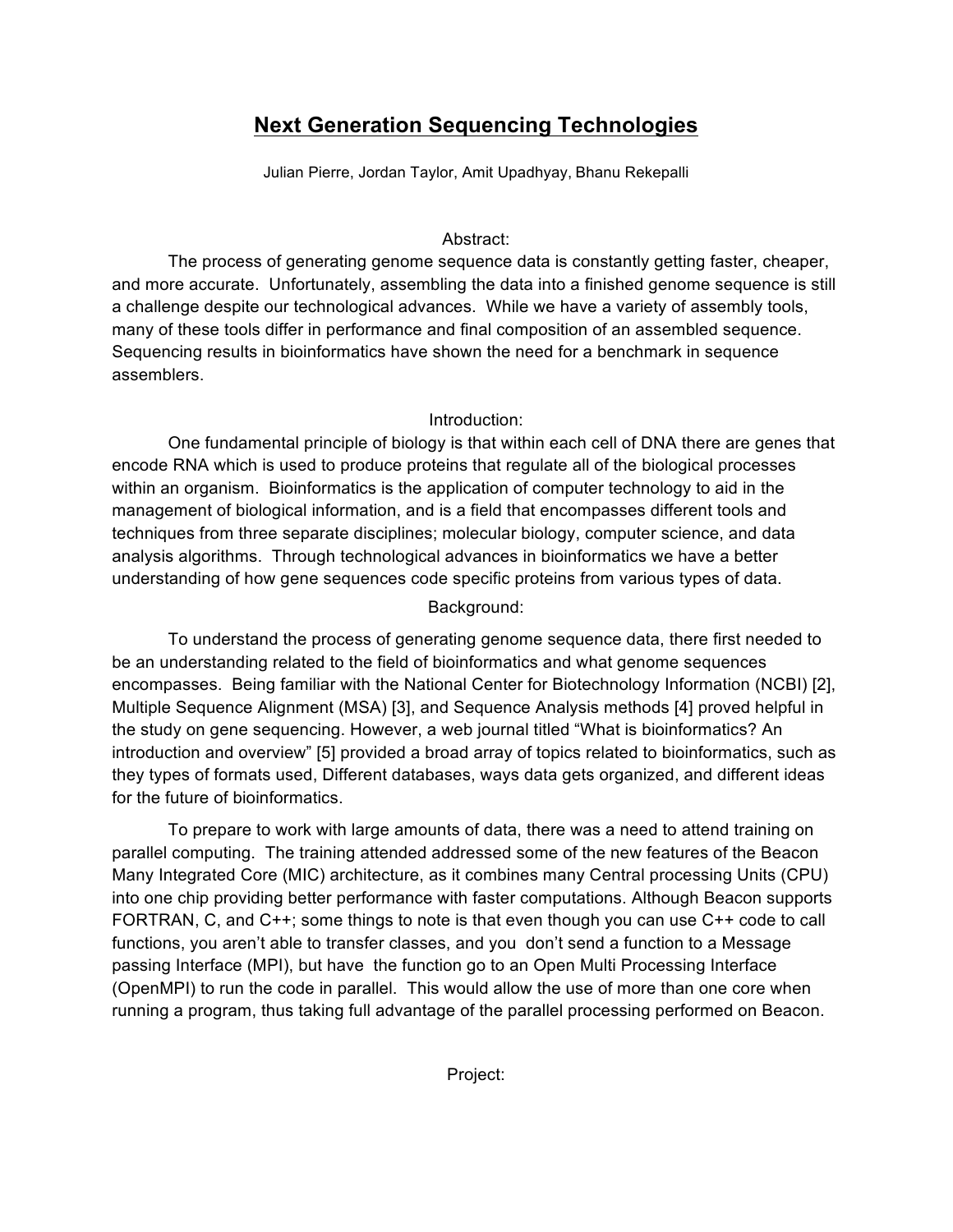# Next Generation Sequencing Technologies

Julian Pierre, Jordan Taylor, Amit Upadhyay, Bhanu Rekepalli

## Abstract:

The process of generating genome sequence data is constantly getting faster, cheaper, and more accurate. Unfortunately, assembling the data into a finished genome sequence is still a challenge despite our technological advances. While we have a variety of assembly tools, many of these tools differ in performance and final composition of an assembled sequence. Sequencing results in bioinformatics have shown the need for a benchmark in sequence assemblers.

## Introduction:

One fundamental principle of biology is that within each cell of DNA there are genes that encode RNA which is used to produce proteins that regulate all of the biological processes within an organism. Bioinformatics is the application of computer technology to aid in the management of biological information, and is a field that encompasses different tools and techniques from three separate disciplines; molecular biology, computer science, and data analysis algorithms. Through technological advances in bioinformatics we have a better understanding of how gene sequences code specific proteins from various types of data.

## Background:

To understand the process of generating genome sequence data, there first needed to be an understanding related to the field of bioinformatics and what genome sequences encompasses. Being familiar with the National Center for Biotechnology Information (NCBI) [2], Multiple Sequence Alignment (MSA) [3], and Sequence Analysis methods [4] proved helpful in the study on gene sequencing. However, a web journal titled "What is bioinformatics? An introduction and overview" [5] provided a broad array of topics related to bioinformatics, such as they types of formats used, Different databases, ways data gets organized, and different ideas for the future of bioinformatics.

To prepare to work with large amounts of data, there was a need to attend training on parallel computing. The training attended addressed some of the new features of the Beacon Many Integrated Core (MIC) architecture, as it combines many Central processing Units (CPU) into one chip providing better performance with faster computations. Although Beacon supports FORTRAN, C, and C++; some things to note is that even though you can use C++ code to call functions, you aren't able to transfer classes, and you don't send a function to a Message passing Interface (MPI), but have the function go to an Open Multi Processing Interface (OpenMPI) to run the code in parallel. This would allow the use of more than one core when running a program, thus taking full advantage of the parallel processing performed on Beacon.

## Project: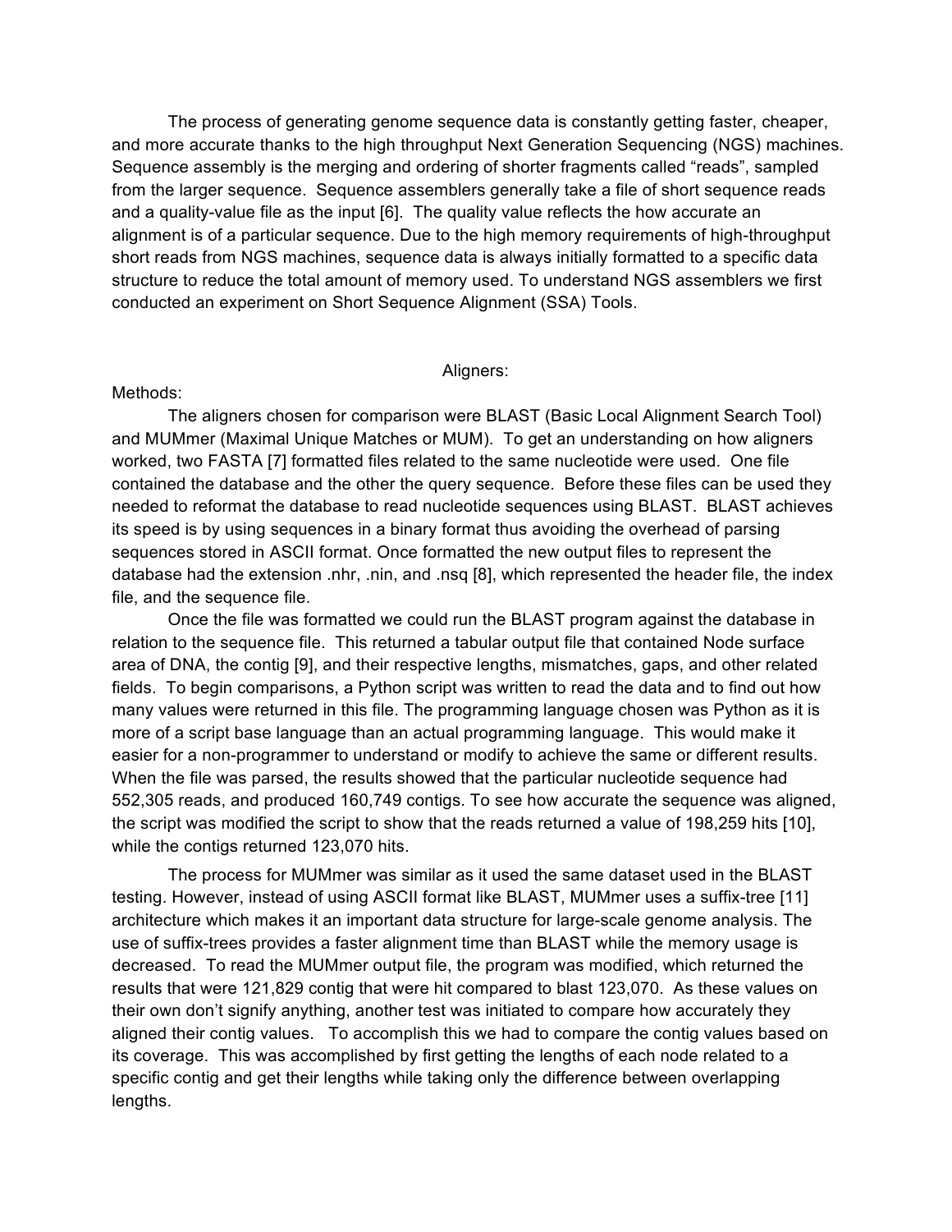The process of generating genome sequence data is constantly getting faster, cheaper, and more accurate thanks to the high throughput Next Generation Sequencing (NGS) machines. Sequence assembly is the merging and ordering of shorter fragments called "reads", sampled from the larger sequence. Sequence assemblers generally take a file of short sequence reads and a quality-value file as the input [6]. The quality value reflects the how accurate an alignment is of a particular sequence. Due to the high memory requirements of high-throughput short reads from NGS machines, sequence data is always initially formatted to a specific data structure to reduce the total amount of memory used. To understand NGS assemblers we first conducted an experiment on Short Sequence Alignment (SSA) Tools.

## Aligners:

### Methods:

The aligners chosen for comparison were BLAST (Basic Local Alignment Search Tool) and MUMmer (Maximal Unique Matches or MUM). To get an understanding on how aligners worked, two FASTA [7] formatted files related to the same nucleotide were used. One file contained the database and the other the query sequence. Before these files can be used they needed to reformat the database to read nucleotide sequences using BLAST. BLAST achieves its speed is by using sequences in a binary format thus avoiding the overhead of parsing sequences stored in ASCII format. Once formatted the new output files to represent the database had the extension .nhr, .nin, and .nsq [8], which represented the header file, the index file, and the sequence file.

Once the file was formatted we could run the BLAST program against the database in relation to the sequence file. This returned a tabular output file that contained Node surface area of DNA, the contig [9], and their respective lengths, mismatches, gaps, and other related fields. To begin comparisons, a Python script was written to read the data and to find out how many values were returned in this file. The programming language chosen was Python as it is more of a script base language than an actual programming language. This would make it easier for a non-programmer to understand or modify to achieve the same or different results. When the file was parsed, the results showed that the particular nucleotide sequence had 552,305 reads, and produced 160,749 contigs. To see how accurate the sequence was aligned, the script was modified the script to show that the reads returned a value of 198,259 hits [10], while the contigs returned 123,070 hits.

The process for MUMmer was similar as it used the same dataset used in the BLAST testing. However, instead of using ASCII format like BLAST, MUMmer uses a suffix-tree [11] architecture which makes it an important data structure for large-scale genome analysis. The use of suffix-trees provides a faster alignment time than BLAST while the memory usage is decreased. To read the MUMmer output file, the program was modified, which returned the results that were 121,829 contig that were hit compared to blast 123,070. As these values on their own don't signify anything, another test was initiated to compare how accurately they aligned their contig values. To accomplish this we had to compare the contig values based on its coverage. This was accomplished by first getting the lengths of each node related to a specific contig and get their lengths while taking only the difference between overlapping lengths.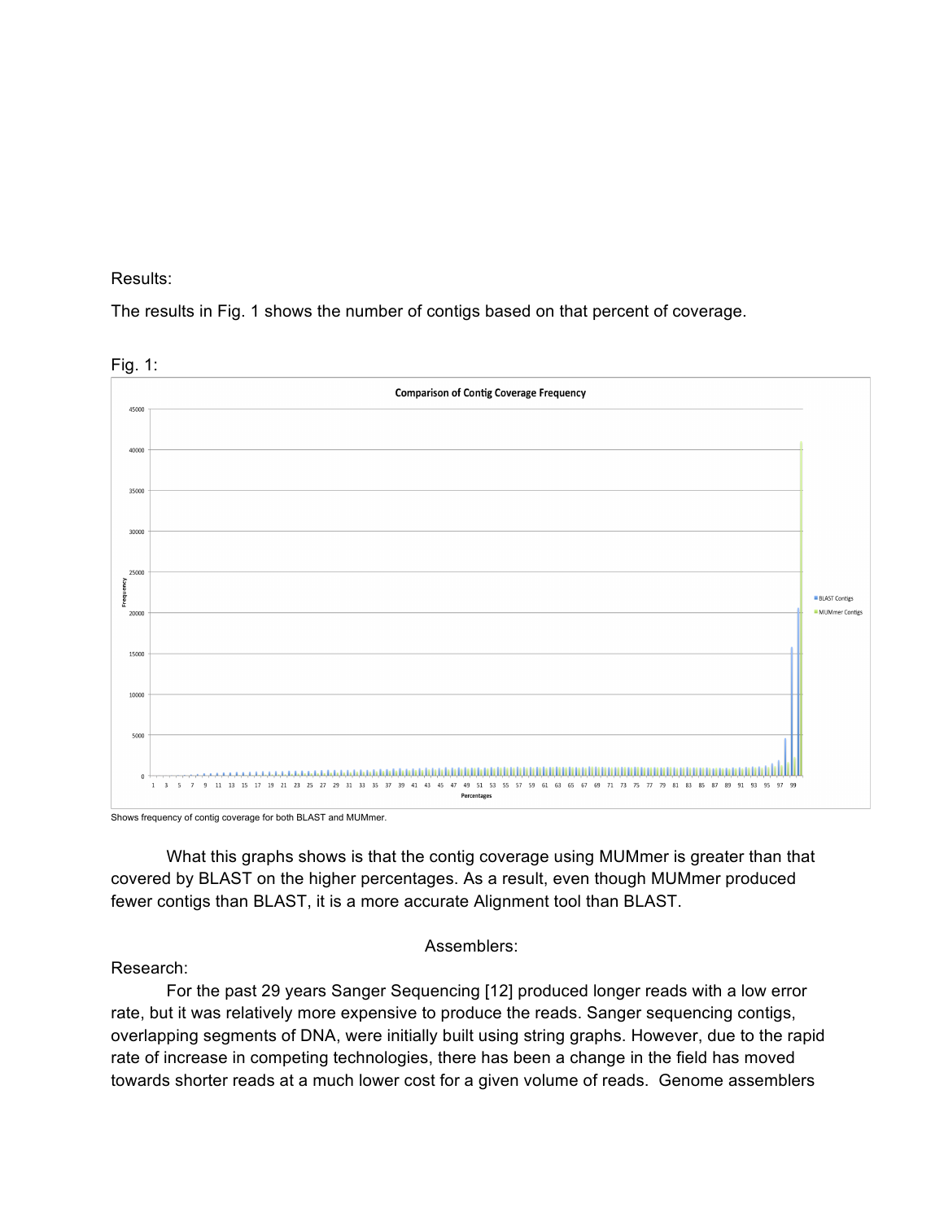Results:

The results in Fig. 1 shows the number of contigs based on that percent of coverage.

Fig. 1:

Shows frequency of contig coverage for both BLAST and MUMmer.

What this graphs shows is that the contig coverage using MUMmer is greater than that covered by BLAST on the higher percentages. As a result, even though MUMmer produced fewer contigs than BLAST, it is a more accurate Alignment tool than BLAST.

## Assemblers:

Research:

For the past 29 years Sanger Sequencing [12] produced longer reads with a low error rate, but it was relatively more expensive to produce the reads. Sanger sequencing contigs, overlapping segments of DNA, were initially built using string graphs. However, due to the rapid rate of increase in competing technologies, there has been a change in the field has moved towards shorter reads at a much lower cost for a given volume of reads. Genome assemblers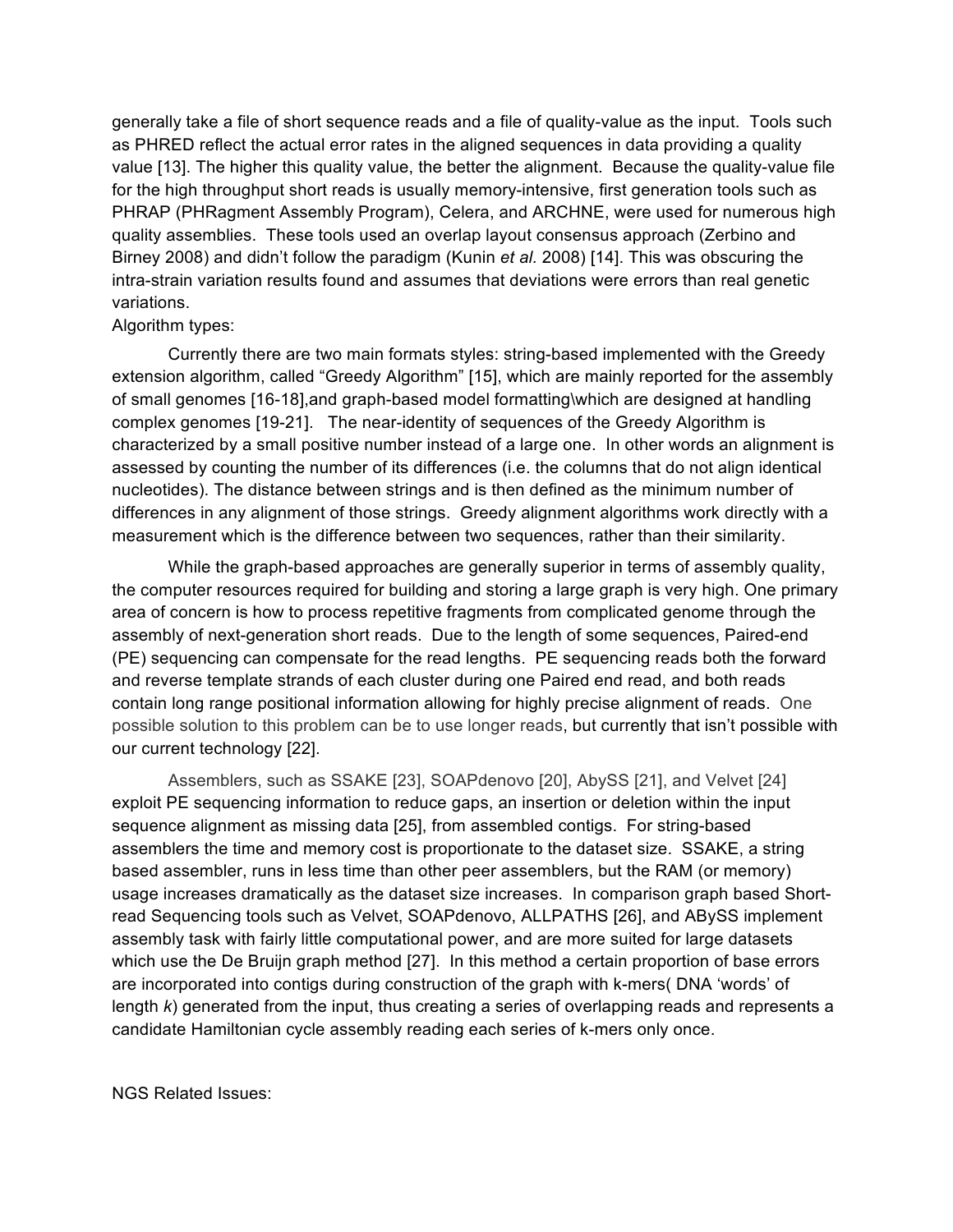generally take a file of short sequence reads and a file of quality-value as the input. Tools such as PHRED reflect the actual error rates in the aligned sequences in data providing a quality value [13]. The higher this quality value, the better the alignment. Because the quality-value file for the high throughput short reads is usually memory-intensive, first generation tools such as PHRAP (PHRagment Assembly Program), Celera, and ARCHNE, were used for numerous high quality assemblies. These tools used an overlap layout consensus approach (Zerbino and Birney 2008) and didn't follow the paradigm (Kunin *et al.* 2008) [14]. This was obscuring the intra-strain variation results found and assumes that deviations were errors than real genetic variations.

Algorithm types:

Currently there are two main formats styles: string-based implemented with the Greedy extension algorithm, called "Greedy Algorithm" [15], which are mainly reported for the assembly of small genomes [16-18],and graph-based model formatting\which are designed at handling complex genomes [19-21]. The near-identity of sequences of the Greedy Algorithm is characterized by a small positive number instead of a large one. In other words an alignment is assessed by counting the number of its differences (i.e. the columns that do not align identical nucleotides). The distance between strings and is then defined as the minimum number of differences in any alignment of those strings. Greedy alignment algorithms work directly with a measurement which is the difference between two sequences, rather than their similarity.

While the graph-based approaches are generally superior in terms of assembly quality, the computer resources required for building and storing a large graph is very high. One primary area of concern is how to process repetitive fragments from complicated genome through the assembly of next-generation short reads. Due to the length of some sequences, Paired-end (PE) sequencing can compensate for the read lengths. PE sequencing reads both the forward and reverse template strands of each cluster during one Paired end read, and both reads contain long range positional information allowing for highly precise alignment of reads. One possible solution to this problem can be to use longer reads, but currently that isn't possible with our current technology [22].

Assemblers, such as SSAKE [23], SOAPdenovo [20], AbySS [21], and Velvet [24] exploit PE sequencing information to reduce gaps, an insertion or deletion within the input sequence alignment as missing data [25], from assembled contigs. For string-based assemblers the time and memory cost is proportionate to the dataset size. SSAKE, a string based assembler, runs in less time than other peer assemblers, but the RAM (or memory) usage increases dramatically as the dataset size increases. In comparison graph based Short-read Sequencing tools such as Velvet, SOAPdenovo, ALLPATHS [26], and ABySS implement assembly task with fairly little computational power, and are more suited for large datasets which use the De Bruijn graph method [27]. In this method a certain proportion of base errors are incorporated into contigs during construction of the graph with k-mers( DNA 'words' of length *k*) generated from the input, thus creating a series of overlapping reads and represents a candidate Hamiltonian cycle assembly reading each series of k-mers only once.

NGS Related Issues: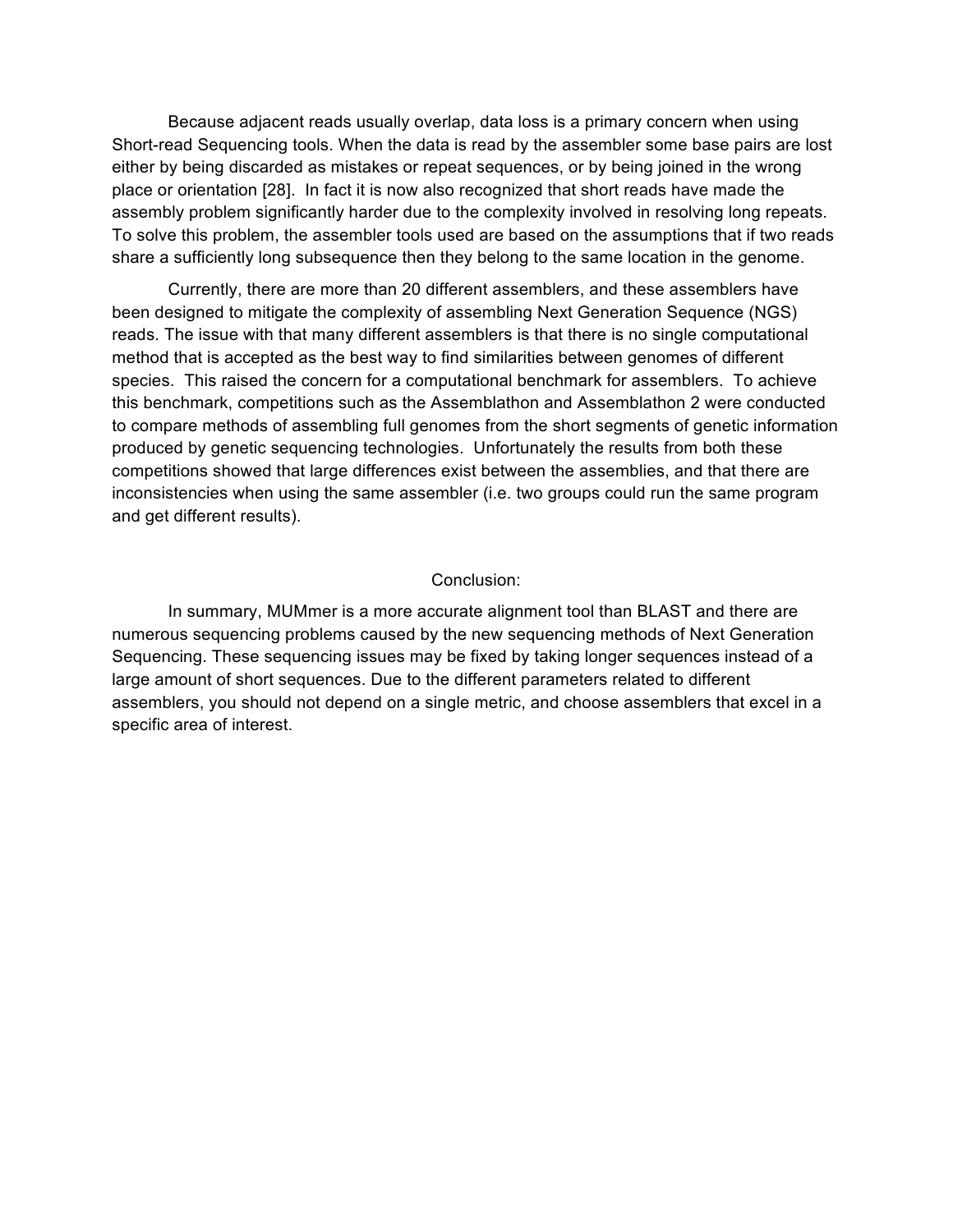Because adjacent reads usually overlap, data loss is a primary concern when using Short-read Sequencing tools. When the data is read by the assembler some base pairs are lost either by being discarded as mistakes or repeat sequences, or by being joined in the wrong place or orientation [28]. In fact it is now also recognized that short reads have made the assembly problem significantly harder due to the complexity involved in resolving long repeats. To solve this problem, the assembler tools used are based on the assumptions that if two reads share a sufficiently long subsequence then they belong to the same location in the genome.

Currently, there are more than 20 different assemblers, and these assemblers have been designed to mitigate the complexity of assembling Next Generation Sequence (NGS) reads. The issue with that many different assemblers is that there is no single computational method that is accepted as the best way to find similarities between genomes of different species. This raised the concern for a computational benchmark for assemblers. To achieve this benchmark, competitions such as the Assemblathon and Assemblathon 2 were conducted to compare methods of assembling full genomes from the short segments of genetic information produced by genetic sequencing technologies. Unfortunately the results from both these competitions showed that large differences exist between the assemblies, and that there are inconsistencies when using the same assembler (i.e. two groups could run the same program and get different results).

## Conclusion:

In summary, MUMmer is a more accurate alignment tool than BLAST and there are numerous sequencing problems caused by the new sequencing methods of Next Generation Sequencing. These sequencing issues may be fixed by taking longer sequences instead of a large amount of short sequences. Due to the different parameters related to different assemblers, you should not depend on a single metric, and choose assemblers that excel in a specific area of interest.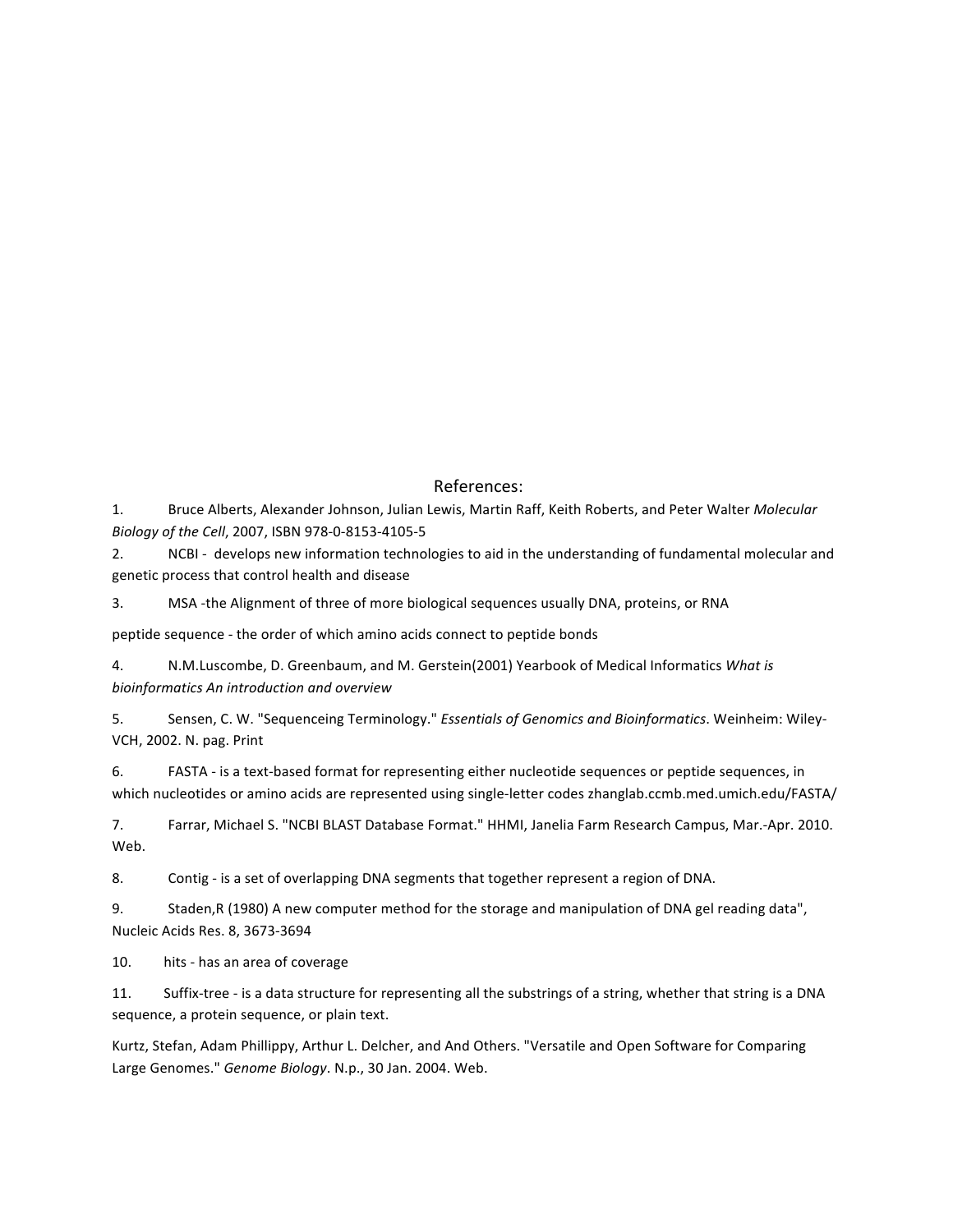## References:

1. Bruce Alberts, Alexander Johnson, Julian Lewis, Martin Raff, Keith Roberts, and Peter Walter *Molecular Biology of the Cell*, 2007, ISBN 978-0-8153-4105-5

2. NCBI - develops new information technologies to aid in the understanding of fundamental molecular and genetic process that control health and disease

3. MSA -the Alignment of three of more biological sequences usually DNA, proteins, or RNA

peptide sequence - the order of which amino acids connect to peptide bonds

4. N.M.Luscombe, D. Greenbaum, and M. Gerstein(2001) Yearbook of Medical Informatics *What is bioinformatics An introduction and overview*

5. Sensen, C. W. "Sequenceing Terminology." *Essentials of Genomics and Bioinformatics*. Weinheim: Wiley-VCH, 2002. N. pag. Print

6. FASTA - is a text-based format for representing either nucleotide sequences or peptide sequences, in which nucleotides or amino acids are represented using single-letter codes zhanglab.ccmb.med.umich.edu/FASTA/

7. Farrar, Michael S. "NCBI BLAST Database Format." HHMI, Janelia Farm Research Campus, Mar.-Apr. 2010. Web.

8. Contig - is a set of overlapping DNA segments that together represent a region of DNA.

9. Staden,R (1980) A new computer method for the storage and manipulation of DNA gel reading data", Nucleic Acids Res. 8, 3673-3694

10. hits - has an area of coverage

11. Suffix-tree - is a data structure for representing all the substrings of a string, whether that string is a DNA sequence, a protein sequence, or plain text.

Kurtz, Stefan, Adam Phillippy, Arthur L. Delcher, and And Others. "Versatile and Open Software for Comparing Large Genomes." *Genome Biology*. N.p., 30 Jan. 2004. Web.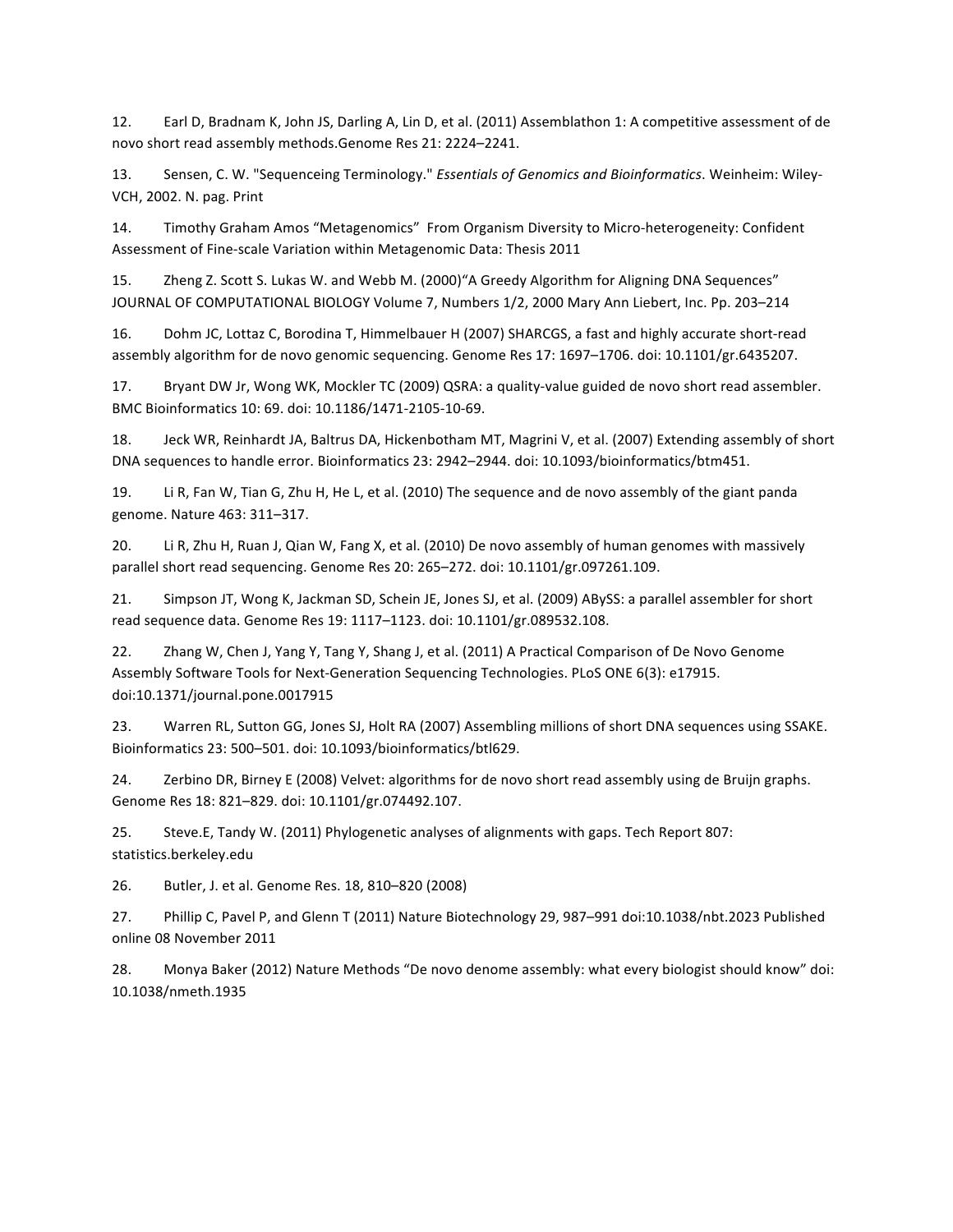12. Earl D, Bradnam K, John JS, Darling A, Lin D, et al. (2011) Assemblathon 1: A competitive assessment of de novo short read assembly methods.Genome Res 21: 2224–2241.

13. Sensen, C. W. "Sequenceing Terminology." *Essentials of Genomics and Bioinformatics*. Weinheim: Wiley-VCH, 2002. N. pag. Print

14. Timothy Graham Amos “Metagenomics” From Organism Diversity to Micro-heterogeneity: Confident Assessment of Fine-scale Variation within Metagenomic Data: Thesis 2011

15. Zheng Z. Scott S. Lukas W. and Webb M. (2000)“A Greedy Algorithm for Aligning DNA Sequences” JOURNAL OF COMPUTATIONAL BIOLOGY Volume 7, Numbers 1/2, 2000 Mary Ann Liebert, Inc. Pp. 203–214

16. Dohm JC, Lottaz C, Borodina T, Himmelbauer H (2007) SHARCGS, a fast and highly accurate short-read assembly algorithm for de novo genomic sequencing. Genome Res 17: 1697–1706. doi: 10.1101/gr.6435207.

17. Bryant DW Jr, Wong WK, Mockler TC (2009) QSRA: a quality-value guided de novo short read assembler. BMC Bioinformatics 10: 69. doi: 10.1186/1471-2105-10-69.

18. Jeck WR, Reinhardt JA, Baltrus DA, Hickenbotham MT, Magrini V, et al. (2007) Extending assembly of short DNA sequences to handle error. Bioinformatics 23: 2942–2944. doi: 10.1093/bioinformatics/btm451.

19. Li R, Fan W, Tian G, Zhu H, He L, et al. (2010) The sequence and de novo assembly of the giant panda genome. Nature 463: 311–317.

20. Li R, Zhu H, Ruan J, Qian W, Fang X, et al. (2010) De novo assembly of human genomes with massively parallel short read sequencing. Genome Res 20: 265–272. doi: 10.1101/gr.097261.109.

21. Simpson JT, Wong K, Jackman SD, Schein JE, Jones SJ, et al. (2009) ABySS: a parallel assembler for short read sequence data. Genome Res 19: 1117–1123. doi: 10.1101/gr.089532.108.

22. Zhang W, Chen J, Yang Y, Tang Y, Shang J, et al. (2011) A Practical Comparison of De Novo Genome Assembly Software Tools for Next-Generation Sequencing Technologies. PLoS ONE 6(3): e17915. doi:10.1371/journal.pone.0017915

23. Warren RL, Sutton GG, Jones SJ, Holt RA (2007) Assembling millions of short DNA sequences using SSAKE. Bioinformatics 23: 500–501. doi: 10.1093/bioinformatics/btl629.

24. Zerbino DR, Birney E (2008) Velvet: algorithms for de novo short read assembly using de Bruijn graphs. Genome Res 18: 821–829. doi: 10.1101/gr.074492.107.

25. Steve.E, Tandy W. (2011) Phylogenetic analyses of alignments with gaps. Tech Report 807: statistics.berkeley.edu

26. Butler, J. et al. Genome Res. 18, 810–820 (2008)

27. Phillip C, Pavel P, and Glenn T (2011) Nature Biotechnology 29, 987–991 doi:10.1038/nbt.2023 Published online 08 November 2011

28. Monya Baker (2012) Nature Methods “De novo denome assembly: what every biologist should know” doi: 10.1038/nmeth.1935